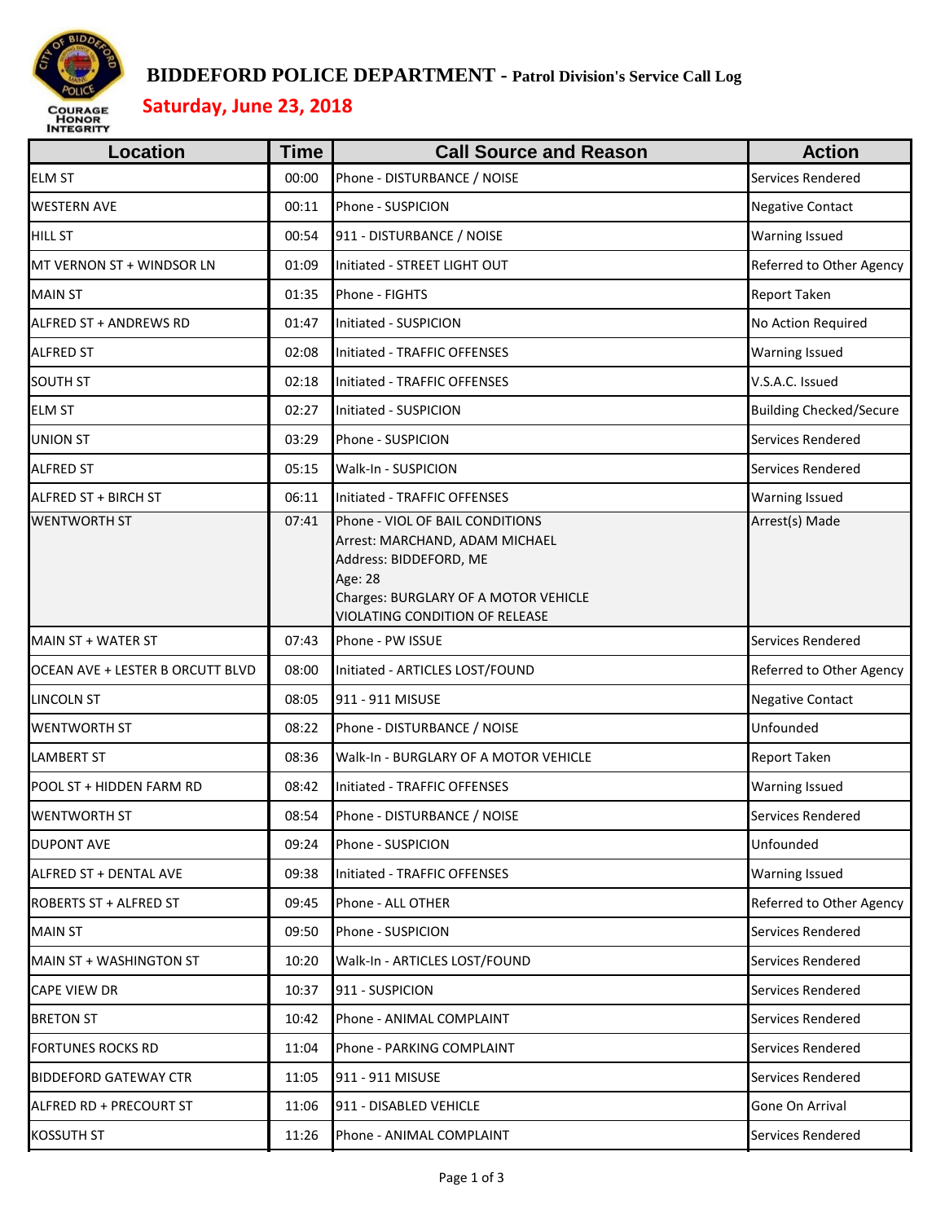# BIDDEFORD POLICE DEPARTMENT - Patrol Division's Service Call Log

## Saturday, June 23, 2018

| Location | Time | Call Source and Reason | Action |
|---|---|---|---|
| ELM ST | 00:00 | Phone - DISTURBANCE / NOISE | Services Rendered |
| WESTERN AVE | 00:11 | Phone - SUSPICION | Negative Contact |
| HILL ST | 00:54 | 911 - DISTURBANCE / NOISE | Warning Issued |
| MT VERNON ST + WINDSOR LN | 01:09 | Initiated - STREET LIGHT OUT | Referred to Other Agency |
| MAIN ST | 01:35 | Phone - FIGHTS | Report Taken |
| ALFRED ST + ANDREWS RD | 01:47 | Initiated - SUSPICION | No Action Required |
| ALFRED ST | 02:08 | Initiated - TRAFFIC OFFENSES | Warning Issued |
| SOUTH ST | 02:18 | Initiated - TRAFFIC OFFENSES | V.S.A.C. Issued |
| ELM ST | 02:27 | Initiated - SUSPICION | Building Checked/Secure |
| UNION ST | 03:29 | Phone - SUSPICION | Services Rendered |
| ALFRED ST | 05:15 | Walk-In - SUSPICION | Services Rendered |
| ALFRED ST + BIRCH ST | 06:11 | Initiated - TRAFFIC OFFENSES | Warning Issued |
| WENTWORTH ST | 07:41 | Phone - VIOL OF BAIL CONDITIONS<br>Arrest: MARCHAND, ADAM MICHAEL<br>Address: BIDDEFORD, ME<br>Age: 28<br>Charges: BURGLARY OF A MOTOR VEHICLE<br>VIOLATING CONDITION OF RELEASE | Arrest(s) Made |
| MAIN ST + WATER ST | 07:43 | Phone - PW ISSUE | Services Rendered |
| OCEAN AVE + LESTER B ORCUTT BLVD | 08:00 | Initiated - ARTICLES LOST/FOUND | Referred to Other Agency |
| LINCOLN ST | 08:05 | 911 - 911 MISUSE | Negative Contact |
| WENTWORTH ST | 08:22 | Phone - DISTURBANCE / NOISE | Unfounded |
| LAMBERT ST | 08:36 | Walk-In - BURGLARY OF A MOTOR VEHICLE | Report Taken |
| POOL ST + HIDDEN FARM RD | 08:42 | Initiated - TRAFFIC OFFENSES | Warning Issued |
| WENTWORTH ST | 08:54 | Phone - DISTURBANCE / NOISE | Services Rendered |
| DUPONT AVE | 09:24 | Phone - SUSPICION | Unfounded |
| ALFRED ST + DENTAL AVE | 09:38 | Initiated - TRAFFIC OFFENSES | Warning Issued |
| ROBERTS ST + ALFRED ST | 09:45 | Phone - ALL OTHER | Referred to Other Agency |
| MAIN ST | 09:50 | Phone - SUSPICION | Services Rendered |
| MAIN ST + WASHINGTON ST | 10:20 | Walk-In - ARTICLES LOST/FOUND | Services Rendered |
| CAPE VIEW DR | 10:37 | 911 - SUSPICION | Services Rendered |
| BRETON ST | 10:42 | Phone - ANIMAL COMPLAINT | Services Rendered |
| FORTUNES ROCKS RD | 11:04 | Phone - PARKING COMPLAINT | Services Rendered |
| BIDDEFORD GATEWAY CTR | 11:05 | 911 - 911 MISUSE | Services Rendered |
| ALFRED RD + PRECOURT ST | 11:06 | 911 - DISABLED VEHICLE | Gone On Arrival |
| KOSSUTH ST | 11:26 | Phone - ANIMAL COMPLAINT | Services Rendered |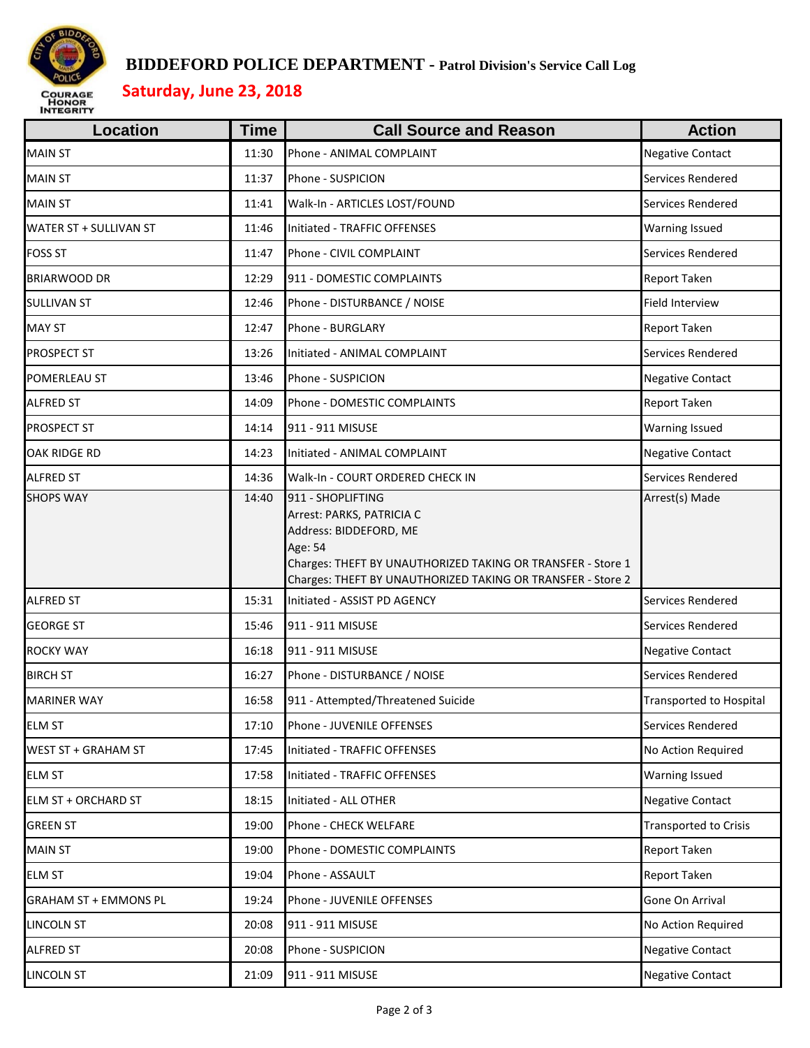# BIDDEFORD POLICE DEPARTMENT - Patrol Division's Service Call Log

## Saturday, June 23, 2018

| Location | Time | Call Source and Reason | Action |
|---|---|---|---|
| MAIN ST | 11:30 | Phone - ANIMAL COMPLAINT | Negative Contact |
| MAIN ST | 11:37 | Phone - SUSPICION | Services Rendered |
| MAIN ST | 11:41 | Walk-In - ARTICLES LOST/FOUND | Services Rendered |
| WATER ST + SULLIVAN ST | 11:46 | Initiated - TRAFFIC OFFENSES | Warning Issued |
| FOSS ST | 11:47 | Phone - CIVIL COMPLAINT | Services Rendered |
| BRIARWOOD DR | 12:29 | 911 - DOMESTIC COMPLAINTS | Report Taken |
| SULLIVAN ST | 12:46 | Phone - DISTURBANCE / NOISE | Field Interview |
| MAY ST | 12:47 | Phone - BURGLARY | Report Taken |
| PROSPECT ST | 13:26 | Initiated - ANIMAL COMPLAINT | Services Rendered |
| POMERLEAU ST | 13:46 | Phone - SUSPICION | Negative Contact |
| ALFRED ST | 14:09 | Phone - DOMESTIC COMPLAINTS | Report Taken |
| PROSPECT ST | 14:14 | 911 - 911 MISUSE | Warning Issued |
| OAK RIDGE RD | 14:23 | Initiated - ANIMAL COMPLAINT | Negative Contact |
| ALFRED ST | 14:36 | Walk-In - COURT ORDERED CHECK IN | Services Rendered |
| SHOPS WAY | 14:40 | 911 - SHOPLIFTING<br>Arrest: PARKS, PATRICIA C<br>Address: BIDDEFORD, ME<br>Age: 54<br>Charges: THEFT BY UNAUTHORIZED TAKING OR TRANSFER - Store 1<br>Charges: THEFT BY UNAUTHORIZED TAKING OR TRANSFER - Store 2 | Arrest(s) Made |
| ALFRED ST | 15:31 | Initiated - ASSIST PD AGENCY | Services Rendered |
| GEORGE ST | 15:46 | 911 - 911 MISUSE | Services Rendered |
| ROCKY WAY | 16:18 | 911 - 911 MISUSE | Negative Contact |
| BIRCH ST | 16:27 | Phone - DISTURBANCE / NOISE | Services Rendered |
| MARINER WAY | 16:58 | 911 - Attempted/Threatened Suicide | Transported to Hospital |
| ELM ST | 17:10 | Phone - JUVENILE OFFENSES | Services Rendered |
| WEST ST + GRAHAM ST | 17:45 | Initiated - TRAFFIC OFFENSES | No Action Required |
| ELM ST | 17:58 | Initiated - TRAFFIC OFFENSES | Warning Issued |
| ELM ST + ORCHARD ST | 18:15 | Initiated - ALL OTHER | Negative Contact |
| GREEN ST | 19:00 | Phone - CHECK WELFARE | Transported to Crisis |
| MAIN ST | 19:00 | Phone - DOMESTIC COMPLAINTS | Report Taken |
| ELM ST | 19:04 | Phone - ASSAULT | Report Taken |
| GRAHAM ST + EMMONS PL | 19:24 | Phone - JUVENILE OFFENSES | Gone On Arrival |
| LINCOLN ST | 20:08 | 911 - 911 MISUSE | No Action Required |
| ALFRED ST | 20:08 | Phone - SUSPICION | Negative Contact |
| LINCOLN ST | 21:09 | 911 - 911 MISUSE | Negative Contact |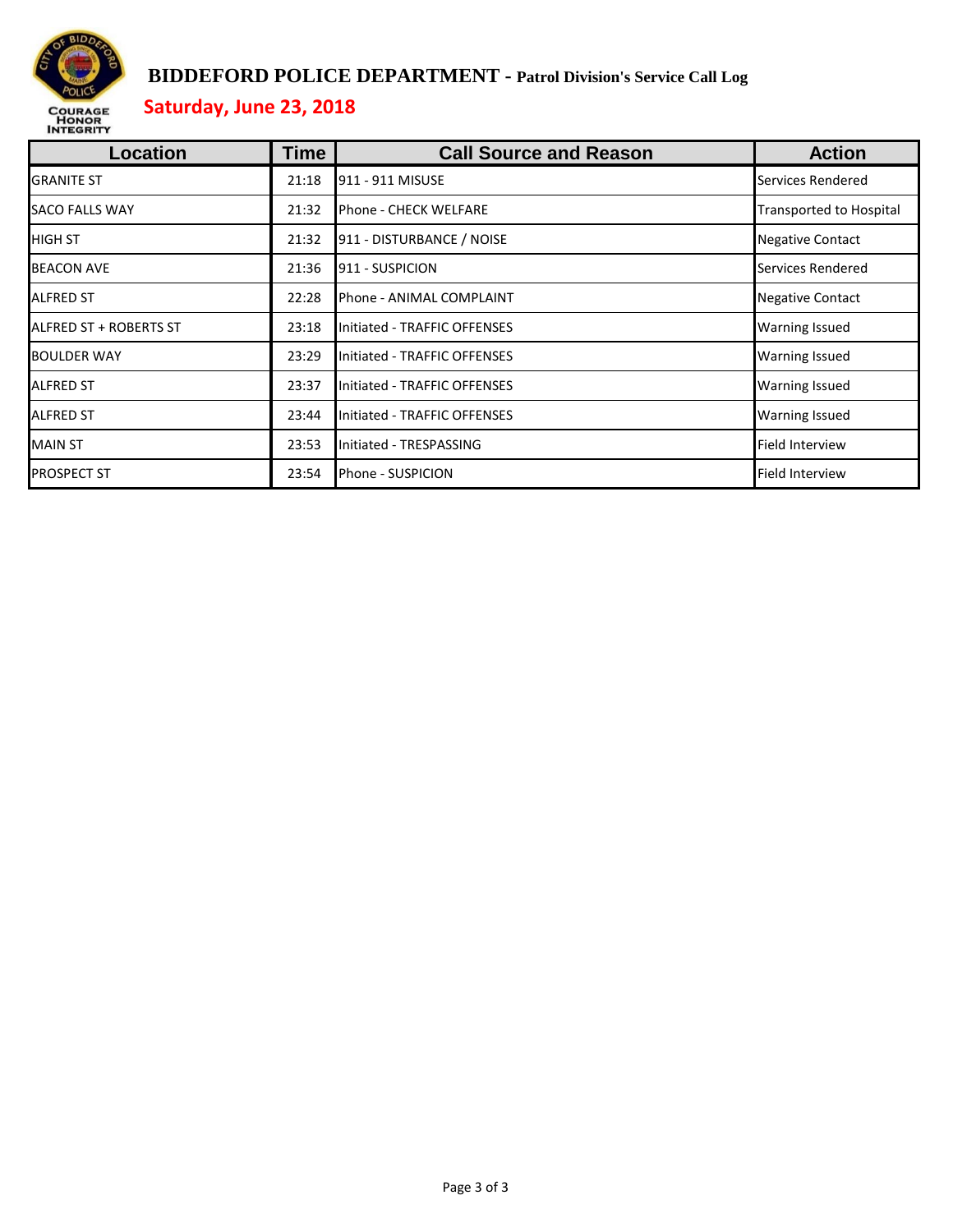# BIDDEFORD POLICE DEPARTMENT - Patrol Division's Service Call Log

## Saturday, June 23, 2018

| Location | Time | Call Source and Reason | Action |
|---|---|---|---|
| GRANITE ST | 21:18 | 911 - 911 MISUSE | Services Rendered |
| SACO FALLS WAY | 21:32 | Phone - CHECK WELFARE | Transported to Hospital |
| HIGH ST | 21:32 | 911 - DISTURBANCE / NOISE | Negative Contact |
| BEACON AVE | 21:36 | 911 - SUSPICION | Services Rendered |
| ALFRED ST | 22:28 | Phone - ANIMAL COMPLAINT | Negative Contact |
| ALFRED ST + ROBERTS ST | 23:18 | Initiated - TRAFFIC OFFENSES | Warning Issued |
| BOULDER WAY | 23:29 | Initiated - TRAFFIC OFFENSES | Warning Issued |
| ALFRED ST | 23:37 | Initiated - TRAFFIC OFFENSES | Warning Issued |
| ALFRED ST | 23:44 | Initiated - TRAFFIC OFFENSES | Warning Issued |
| MAIN ST | 23:53 | Initiated - TRESPASSING | Field Interview |
| PROSPECT ST | 23:54 | Phone - SUSPICION | Field Interview |